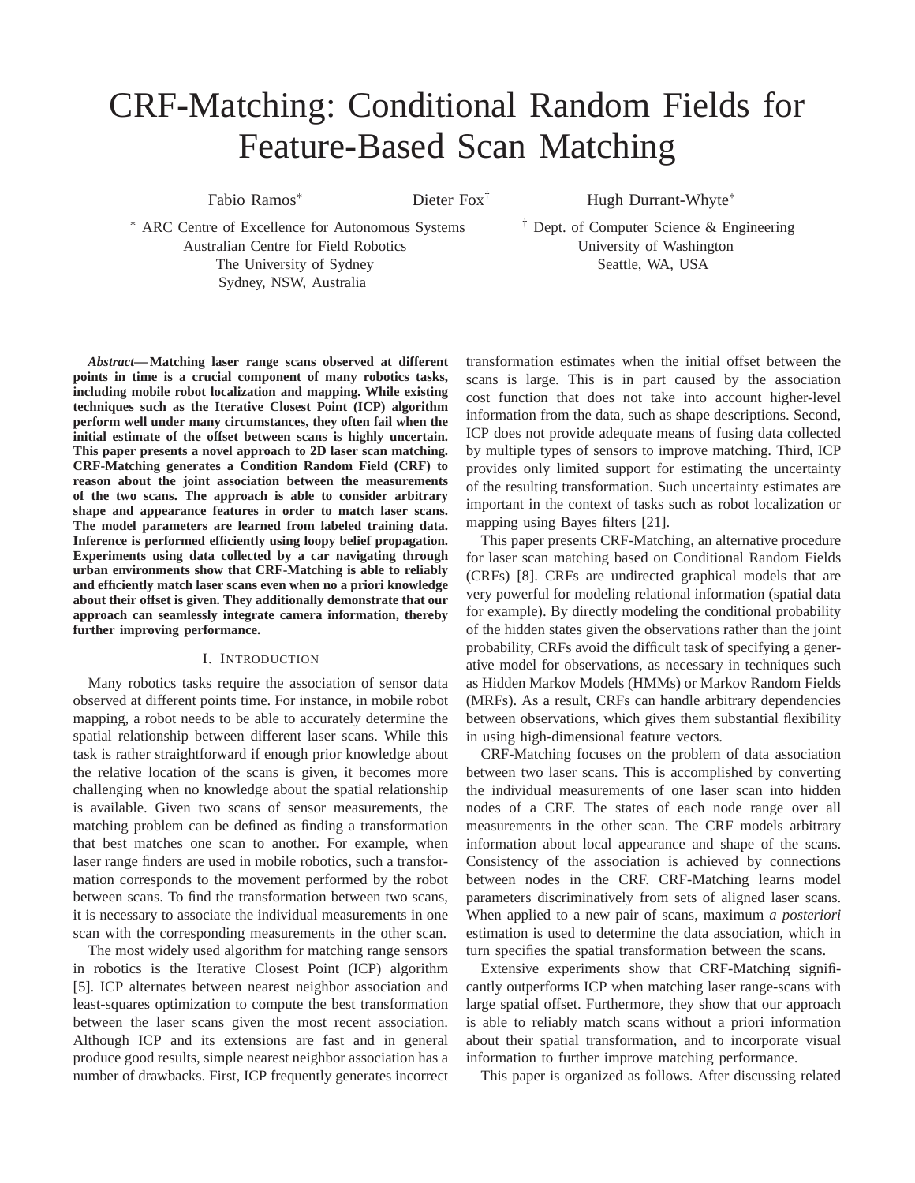# CRF-Matching: Conditional Random Fields for Feature-Based Scan Matching

Fabio Ramos[*] Dieter Fox[†] Hugh Durrant-Whyte[*]

[*] ARC Centre of Excellence for Autonomous Systems
Australian Centre for Field Robotics
The University of Sydney
Sydney, NSW, Australia

[†] Dept. of Computer Science & Engineering
University of Washington
Seattle, WA, USA

***Abstract*— Matching laser range scans observed at different points in time is a crucial component of many robotics tasks, including mobile robot localization and mapping. While existing techniques such as the Iterative Closest Point (ICP) algorithm perform well under many circumstances, they often fail when the initial estimate of the offset between scans is highly uncertain. This paper presents a novel approach to 2D laser scan matching. CRF-Matching generates a Condition Random Field (CRF) to reason about the joint association between the measurements of the two scans. The approach is able to consider arbitrary shape and appearance features in order to match laser scans. The model parameters are learned from labeled training data. Inference is performed efficiently using loopy belief propagation. Experiments using data collected by a car navigating through urban environments show that CRF-Matching is able to reliably and efficiently match laser scans even when no a priori knowledge about their offset is given. They additionally demonstrate that our approach can seamlessly integrate camera information, thereby further improving performance.**

## I. Introduction

Many robotics tasks require the association of sensor data observed at different points time. For instance, in mobile robot mapping, a robot needs to be able to accurately determine the spatial relationship between different laser scans. While this task is rather straightforward if enough prior knowledge about the relative location of the scans is given, it becomes more challenging when no knowledge about the spatial relationship is available. Given two scans of sensor measurements, the matching problem can be defined as finding a transformation that best matches one scan to another. For example, when laser range finders are used in mobile robotics, such a transformation corresponds to the movement performed by the robot between scans. To find the transformation between two scans, it is necessary to associate the individual measurements in one scan with the corresponding measurements in the other scan.

The most widely used algorithm for matching range sensors in robotics is the Iterative Closest Point (ICP) algorithm [5]. ICP alternates between nearest neighbor association and least-squares optimization to compute the best transformation between the laser scans given the most recent association. Although ICP and its extensions are fast and in general produce good results, simple nearest neighbor association has a number of drawbacks. First, ICP frequently generates incorrect transformation estimates when the initial offset between the scans is large. This is in part caused by the association cost function that does not take into account higher-level information from the data, such as shape descriptions. Second, ICP does not provide adequate means of fusing data collected by multiple types of sensors to improve matching. Third, ICP provides only limited support for estimating the uncertainty of the resulting transformation. Such uncertainty estimates are important in the context of tasks such as robot localization or mapping using Bayes filters [21].

This paper presents CRF-Matching, an alternative procedure for laser scan matching based on Conditional Random Fields (CRFs) [8]. CRFs are undirected graphical models that are very powerful for modeling relational information (spatial data for example). By directly modeling the conditional probability of the hidden states given the observations rather than the joint probability, CRFs avoid the difficult task of specifying a generative model for observations, as necessary in techniques such as Hidden Markov Models (HMMs) or Markov Random Fields (MRFs). As a result, CRFs can handle arbitrary dependencies between observations, which gives them substantial flexibility in using high-dimensional feature vectors.

CRF-Matching focuses on the problem of data association between two laser scans. This is accomplished by converting the individual measurements of one laser scan into hidden nodes of a CRF. The states of each node range over all measurements in the other scan. The CRF models arbitrary information about local appearance and shape of the scans. Consistency of the association is achieved by connections between nodes in the CRF. CRF-Matching learns model parameters discriminatively from sets of aligned laser scans. When applied to a new pair of scans, maximum *a posteriori* estimation is used to determine the data association, which in turn specifies the spatial transformation between the scans.

Extensive experiments show that CRF-Matching significantly outperforms ICP when matching laser range-scans with large spatial offset. Furthermore, they show that our approach is able to reliably match scans without a priori information about their spatial transformation, and to incorporate visual information to further improve matching performance.

This paper is organized as follows. After discussing related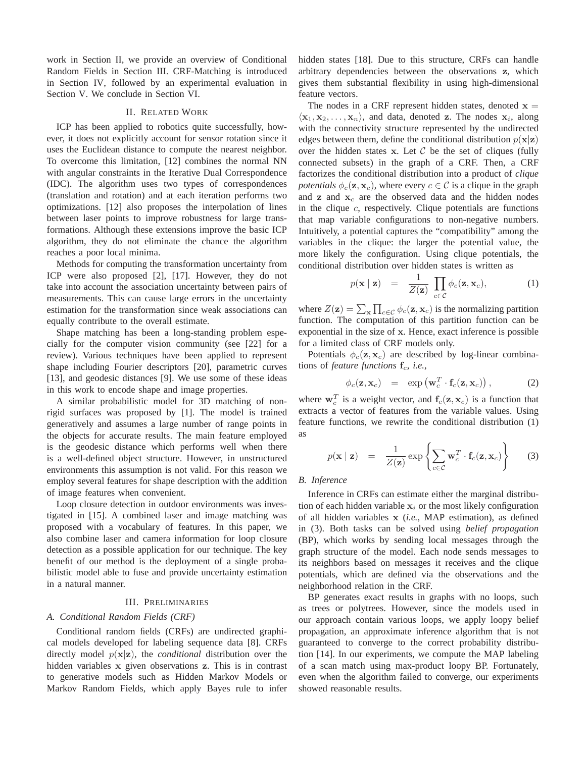work in Section II, we provide an overview of Conditional Random Fields in Section III. CRF-Matching is introduced in Section IV, followed by an experimental evaluation in Section V. We conclude in Section VI.

## II. Related Work

ICP has been applied to robotics quite successfully, however, it does not explicitly account for sensor rotation since it uses the Euclidean distance to compute the nearest neighbor. To overcome this limitation, [12] combines the normal NN with angular constraints in the Iterative Dual Correspondence (IDC). The algorithm uses two types of correspondences (translation and rotation) and at each iteration performs two optimizations. [12] also proposes the interpolation of lines between laser points to improve robustness for large transformations. Although these extensions improve the basic ICP algorithm, they do not eliminate the chance the algorithm reaches a poor local minima.

Methods for computing the transformation uncertainty from ICP were also proposed [2], [17]. However, they do not take into account the association uncertainty between pairs of measurements. This can cause large errors in the uncertainty estimation for the transformation since weak associations can equally contribute to the overall estimate.

Shape matching has been a long-standing problem especially for the computer vision community (see [22] for a review). Various techniques have been applied to represent shape including Fourier descriptors [20], parametric curves [13], and geodesic distances [9]. We use some of these ideas in this work to encode shape and image properties.

A similar probabilistic model for 3D matching of non-rigid surfaces was proposed by [1]. The model is trained generatively and assumes a large number of range points in the objects for accurate results. The main feature employed is the geodesic distance which performs well when there is a well-defined object structure. However, in unstructured environments this assumption is not valid. For this reason we employ several features for shape description with the addition of image features when convenient.

Loop closure detection in outdoor environments was investigated in [15]. A combined laser and image matching was proposed with a vocabulary of features. In this paper, we also combine laser and camera information for loop closure detection as a possible application for our technique. The key benefit of our method is the deployment of a single probabilistic model able to fuse and provide uncertainty estimation in a natural manner.

## III. Preliminaries

### A. Conditional Random Fields (CRF)

Conditional random fields (CRFs) are undirected graphical models developed for labeling sequence data [8]. CRFs directly model $p(\mathbf{x}|\mathbf{z})$, the *conditional* distribution over the hidden variables $\mathbf{x}$ given observations $\mathbf{z}$. This is in contrast to generative models such as Hidden Markov Models or Markov Random Fields, which apply Bayes rule to infer hidden states [18]. Due to this structure, CRFs can handle arbitrary dependencies between the observations $\mathbf{z}$, which gives them substantial flexibility in using high-dimensional feature vectors.

The nodes in a CRF represent hidden states, denoted $\mathbf{x} = \langle \mathbf{x}_1, \mathbf{x}_2, \ldots, \mathbf{x}_n \rangle$, and data, denoted $\mathbf{z}$. The nodes $\mathbf{x}_i$, along with the connectivity structure represented by the undirected edges between them, define the conditional distribution $p(\mathbf{x}|\mathbf{z})$ over the hidden states $\mathbf{x}$. Let $\mathcal{C}$ be the set of cliques (fully connected subsets) in the graph of a CRF. Then, a CRF factorizes the conditional distribution into a product of *clique potentials* $\phi_c(\mathbf{z}, \mathbf{x}_c)$, where every $c \in \mathcal{C}$ is a clique in the graph and $\mathbf{z}$ and $\mathbf{x}_c$ are the observed data and the hidden nodes in the clique $c$, respectively. Clique potentials are functions that map variable configurations to non-negative numbers. Intuitively, a potential captures the "compatibility" among the variables in the clique: the larger the potential value, the more likely the configuration. Using clique potentials, the conditional distribution over hidden states is written as

$$p(\mathbf{x} \mid \mathbf{z}) \quad = \quad \frac{1}{Z(\mathbf{z})} \prod_{c \in \mathcal{C}} \phi_c(\mathbf{z}, \mathbf{x}_c), \qquad (1)$$

where $Z(\mathbf{z}) = \sum_{\mathbf{x}} \prod_{c \in \mathcal{C}} \phi_c(\mathbf{z}, \mathbf{x}_c)$ is the normalizing partition function. The computation of this partition function can be exponential in the size of $\mathbf{x}$. Hence, exact inference is possible for a limited class of CRF models only.

Potentials $\phi_c(\mathbf{z}, \mathbf{x}_c)$ are described by log-linear combinations of *feature functions* $\mathbf{f}_c$, *i.e.,*

$$\phi_c(\mathbf{z}, \mathbf{x}_c) \quad = \quad \exp\left(\mathbf{w}_c^T \cdot \mathbf{f}_c(\mathbf{z}, \mathbf{x}_c)\right), \qquad (2)$$

where $\mathbf{w}_c^T$ is a weight vector, and $\mathbf{f}_c(\mathbf{z}, \mathbf{x}_c)$ is a function that extracts a vector of features from the variable values. Using feature functions, we rewrite the conditional distribution (1) as

$$p(\mathbf{x} \mid \mathbf{z}) \quad = \quad \frac{1}{Z(\mathbf{z})} \exp\left\{ \sum_{c \in \mathcal{C}} \mathbf{w}_c^T \cdot \mathbf{f}_c(\mathbf{z}, \mathbf{x}_c) \right\} \qquad (3)$$

### B. Inference

Inference in CRFs can estimate either the marginal distribution of each hidden variable $\mathbf{x}_i$ or the most likely configuration of all hidden variables $\mathbf{x}$ (*i.e.,* MAP estimation), as defined in (3). Both tasks can be solved using *belief propagation* (BP), which works by sending local messages through the graph structure of the model. Each node sends messages to its neighbors based on messages it receives and the clique potentials, which are defined via the observations and the neighborhood relation in the CRF.

BP generates exact results in graphs with no loops, such as trees or polytrees. However, since the models used in our approach contain various loops, we apply loopy belief propagation, an approximate inference algorithm that is not guaranteed to converge to the correct probability distribution [14]. In our experiments, we compute the MAP labeling of a scan match using max-product loopy BP. Fortunately, even when the algorithm failed to converge, our experiments showed reasonable results.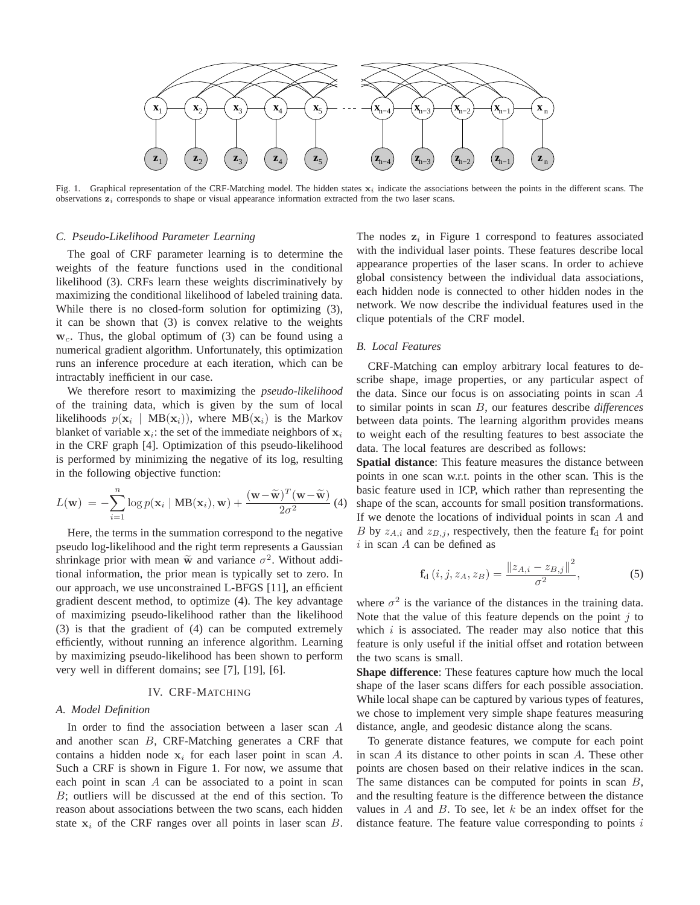Fig. 1. Graphical representation of the CRF-Matching model. The hidden states $\mathbf{x}_i$ indicate the associations between the points in the different scans. The observations $\mathbf{z}_i$ corresponds to shape or visual appearance information extracted from the two laser scans.

### C. Pseudo-Likelihood Parameter Learning

The goal of CRF parameter learning is to determine the weights of the feature functions used in the conditional likelihood (3). CRFs learn these weights discriminatively by maximizing the conditional likelihood of labeled training data. While there is no closed-form solution for optimizing (3), it can be shown that (3) is convex relative to the weights $\mathbf{w}_c$. Thus, the global optimum of (3) can be found using a numerical gradient algorithm. Unfortunately, this optimization runs an inference procedure at each iteration, which can be intractably inefficient in our case.

We therefore resort to maximizing the *pseudo-likelihood* of the training data, which is given by the sum of local likelihoods $p(\mathbf{x}_i \mid \mathrm{MB}(\mathbf{x}_i))$, where $\mathrm{MB}(\mathbf{x}_i)$ is the Markov blanket of variable $\mathbf{x}_i$: the set of the immediate neighbors of $\mathbf{x}_i$ in the CRF graph [4]. Optimization of this pseudo-likelihood is performed by minimizing the negative of its log, resulting in the following objective function:

$$L(\mathbf{w}) = -\sum_{i=1}^{n} \log p(\mathbf{x}_i \mid \mathrm{MB}(\mathbf{x}_i), \mathbf{w}) + \frac{(\mathbf{w}-\widetilde{\mathbf{w}})^T(\mathbf{w}-\widetilde{\mathbf{w}})}{2\sigma^2} \quad (4)$$

Here, the terms in the summation correspond to the negative pseudo log-likelihood and the right term represents a Gaussian shrinkage prior with mean $\widetilde{\mathbf{w}}$ and variance $\sigma^2$. Without additional information, the prior mean is typically set to zero. In our approach, we use unconstrained L-BFGS [11], an efficient gradient descent method, to optimize (4). The key advantage of maximizing pseudo-likelihood rather than the likelihood (3) is that the gradient of (4) can be computed extremely efficiently, without running an inference algorithm. Learning by maximizing pseudo-likelihood has been shown to perform very well in different domains; see [7], [19], [6].

## IV. CRF-Matching

### A. Model Definition

In order to find the association between a laser scan $A$ and another scan $B$, CRF-Matching generates a CRF that contains a hidden node $\mathbf{x}_i$ for each laser point in scan $A$. Such a CRF is shown in Figure 1. For now, we assume that each point in scan $A$ can be associated to a point in scan $B$; outliers will be discussed at the end of this section. To reason about associations between the two scans, each hidden state $\mathbf{x}_i$ of the CRF ranges over all points in laser scan $B$. The nodes $\mathbf{z}_i$ in Figure 1 correspond to features associated with the individual laser points. These features describe local appearance properties of the laser scans. In order to achieve global consistency between the individual data associations, each hidden node is connected to other hidden nodes in the network. We now describe the individual features used in the clique potentials of the CRF model.

### B. Local Features

CRF-Matching can employ arbitrary local features to describe shape, image properties, or any particular aspect of the data. Since our focus is on associating points in scan $A$ to similar points in scan $B$, our features describe *differences* between data points. The learning algorithm provides means to weight each of the resulting features to best associate the data. The local features are described as follows:

**Spatial distance**: This feature measures the distance between points in one scan w.r.t. points in the other scan. This is the basic feature used in ICP, which rather than representing the shape of the scan, accounts for small position transformations. If we denote the locations of individual points in scan $A$ and $B$ by $z_{A,i}$ and $z_{B,j}$, respectively, then the feature $\mathbf{f}_\mathrm{d}$ for point $i$ in scan $A$ can be defined as

$$\mathbf{f}_\mathrm{d}(i, j, z_A, z_B) = \frac{\|z_{A,i} - z_{B,j}\|^2}{\sigma^2}, \quad (5)$$

where $\sigma^2$ is the variance of the distances in the training data. Note that the value of this feature depends on the point $j$ to which $i$ is associated. The reader may also notice that this feature is only useful if the initial offset and rotation between the two scans is small.

**Shape difference**: These features capture how much the local shape of the laser scans differs for each possible association. While local shape can be captured by various types of features, we chose to implement very simple shape features measuring distance, angle, and geodesic distance along the scans.

To generate distance features, we compute for each point in scan $A$ its distance to other points in scan $A$. These other points are chosen based on their relative indices in the scan. The same distances can be computed for points in scan $B$, and the resulting feature is the difference between the distance values in $A$ and $B$. To see, let $k$ be an index offset for the distance feature. The feature value corresponding to points $i$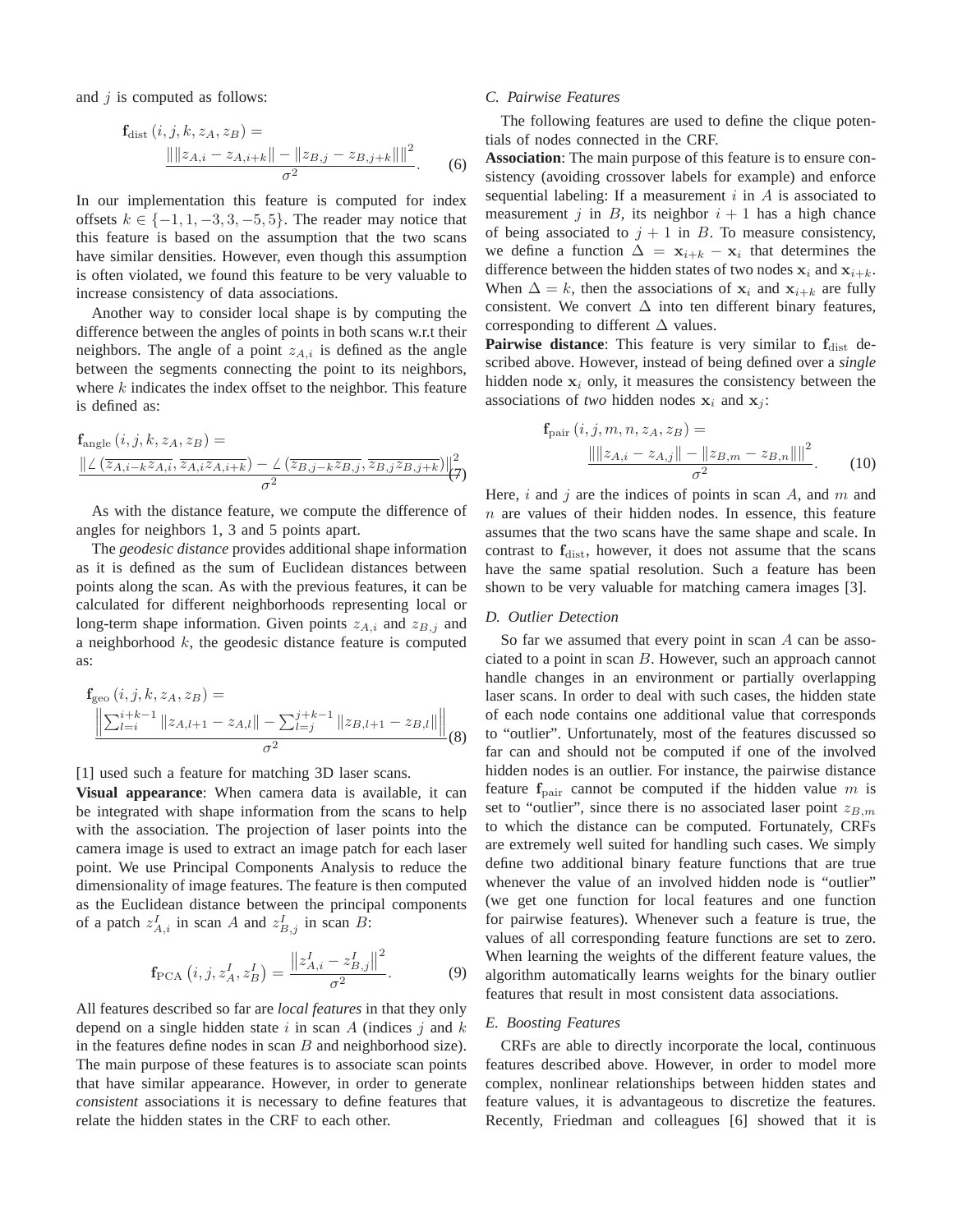and $j$ is computed as follows:

$$\mathbf{f}_{\text{dist}}(i,j,k,z_A,z_B) = \frac{\left\| \|z_{A,i} - z_{A,i+k}\| - \|z_{B,j} - z_{B,j+k}\| \right\|^2}{\sigma^2}. \quad (6)$$

In our implementation this feature is computed for index offsets $k \in \{-1, 1, -3, 3, -5, 5\}$. The reader may notice that this feature is based on the assumption that the two scans have similar densities. However, even though this assumption is often violated, we found this feature to be very valuable to increase consistency of data associations.

Another way to consider local shape is by computing the difference between the angles of points in both scans w.r.t their neighbors. The angle of a point $z_{A,i}$ is defined as the angle between the segments connecting the point to its neighbors, where $k$ indicates the index offset to the neighbor. This feature is defined as:

$$\mathbf{f}_{\text{angle}}(i,j,k,z_A,z_B) = \frac{\left\| \angle\left(\overline{z_{A,i-k}z_{A,i}}, \overline{z_{A,i}z_{A,i+k}}\right) - \angle\left(\overline{z_{B,j-k}z_{B,j}}, \overline{z_{B,j}z_{B,j+k}}\right) \right\|^2}{\sigma^2} \quad (7)$$

As with the distance feature, we compute the difference of angles for neighbors 1, 3 and 5 points apart.

The *geodesic distance* provides additional shape information as it is defined as the sum of Euclidean distances between points along the scan. As with the previous features, it can be calculated for different neighborhoods representing local or long-term shape information. Given points $z_{A,i}$ and $z_{B,j}$ and a neighborhood $k$, the geodesic distance feature is computed as:

$$\mathbf{f}_{\text{geo}}(i,j,k,z_A,z_B) = \frac{\left\| \sum_{l=i}^{i+k-1} \|z_{A,l+1} - z_{A,l}\| - \sum_{l=j}^{j+k-1} \|z_{B,l+1} - z_{B,l}\| \right\|}{\sigma^2} \quad (8)$$

[1] used such a feature for matching 3D laser scans.

**Visual appearance**: When camera data is available, it can be integrated with shape information from the scans to help with the association. The projection of laser points into the camera image is used to extract an image patch for each laser point. We use Principal Components Analysis to reduce the dimensionality of image features. The feature is then computed as the Euclidean distance between the principal components of a patch $z^I_{A,i}$ in scan $A$ and $z^I_{B,j}$ in scan $B$:

$$\mathbf{f}_{\text{PCA}}\left(i,j,z^I_A,z^I_B\right) = \frac{\left\| z^I_{A,i} - z^I_{B,j} \right\|^2}{\sigma^2}. \quad (9)$$

All features described so far are *local features* in that they only depend on a single hidden state $i$ in scan $A$ (indices $j$ and $k$ in the features define nodes in scan $B$ and neighborhood size). The main purpose of these features is to associate scan points that have similar appearance. However, in order to generate *consistent* associations it is necessary to define features that relate the hidden states in the CRF to each other.

### C. Pairwise Features

The following features are used to define the clique potentials of nodes connected in the CRF.

**Association**: The main purpose of this feature is to ensure consistency (avoiding crossover labels for example) and enforce sequential labeling: If a measurement $i$ in $A$ is associated to measurement $j$ in $B$, its neighbor $i+1$ has a high chance of being associated to $j+1$ in $B$. To measure consistency, we define a function $\Delta = \mathbf{x}_{i+k} - \mathbf{x}_i$ that determines the difference between the hidden states of two nodes $\mathbf{x}_i$ and $\mathbf{x}_{i+k}$. When $\Delta = k$, then the associations of $\mathbf{x}_i$ and $\mathbf{x}_{i+k}$ are fully consistent. We convert $\Delta$ into ten different binary features, corresponding to different $\Delta$ values.

**Pairwise distance**: This feature is very similar to $\mathbf{f}_{\text{dist}}$ described above. However, instead of being defined over a *single* hidden node $\mathbf{x}_i$ only, it measures the consistency between the associations of *two* hidden nodes $\mathbf{x}_i$ and $\mathbf{x}_j$:

$$\mathbf{f}_{\text{pair}}(i,j,m,n,z_A,z_B) = \frac{\left\| \|z_{A,i} - z_{A,j}\| - \|z_{B,m} - z_{B,n}\| \right\|^2}{\sigma^2}. \quad (10)$$

Here, $i$ and $j$ are the indices of points in scan $A$, and $m$ and $n$ are values of their hidden nodes. In essence, this feature assumes that the two scans have the same shape and scale. In contrast to $\mathbf{f}_{\text{dist}}$, however, it does not assume that the scans have the same spatial resolution. Such a feature has been shown to be very valuable for matching camera images [3].

### D. Outlier Detection

So far we assumed that every point in scan $A$ can be associated to a point in scan $B$. However, such an approach cannot handle changes in an environment or partially overlapping laser scans. In order to deal with such cases, the hidden state of each node contains one additional value that corresponds to "outlier". Unfortunately, most of the features discussed so far can and should not be computed if one of the involved hidden nodes is an outlier. For instance, the pairwise distance feature $\mathbf{f}_{\text{pair}}$ cannot be computed if the hidden value $m$ is set to "outlier", since there is no associated laser point $z_{B,m}$ to which the distance can be computed. Fortunately, CRFs are extremely well suited for handling such cases. We simply define two additional binary feature functions that are true whenever the value of an involved hidden node is "outlier" (we get one function for local features and one function for pairwise features). Whenever such a feature is true, the values of all corresponding feature functions are set to zero. When learning the weights of the different feature values, the algorithm automatically learns weights for the binary outlier features that result in most consistent data associations.

### E. Boosting Features

CRFs are able to directly incorporate the local, continuous features described above. However, in order to model more complex, nonlinear relationships between hidden states and feature values, it is advantageous to discretize the features. Recently, Friedman and colleagues [6] showed that it is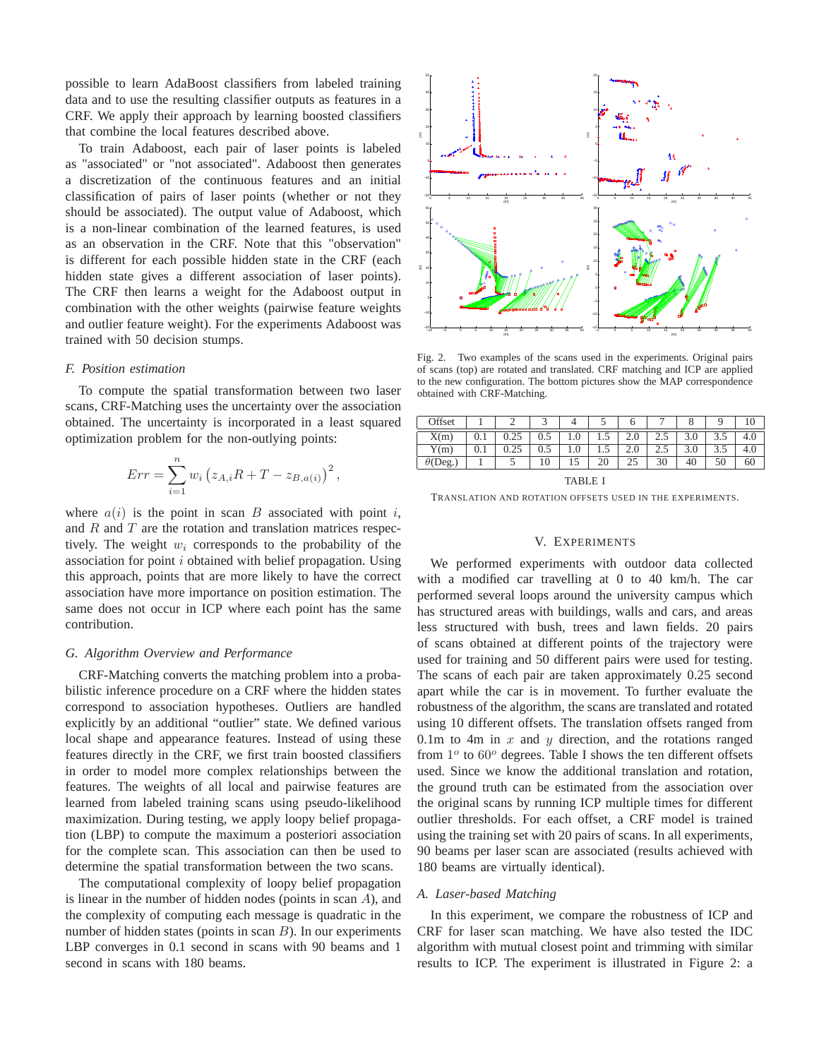possible to learn AdaBoost classifiers from labeled training data and to use the resulting classifier outputs as features in a CRF. We apply their approach by learning boosted classifiers that combine the local features described above.

To train Adaboost, each pair of laser points is labeled as "associated" or "not associated". Adaboost then generates a discretization of the continuous features and an initial classification of pairs of laser points (whether or not they should be associated). The output value of Adaboost, which is a non-linear combination of the learned features, is used as an observation in the CRF. Note that this "observation" is different for each possible hidden state in the CRF (each hidden state gives a different association of laser points). The CRF then learns a weight for the Adaboost output in combination with the other weights (pairwise feature weights and outlier feature weight). For the experiments Adaboost was trained with 50 decision stumps.

### *F. Position estimation*

To compute the spatial transformation between two laser scans, CRF-Matching uses the uncertainty over the association obtained. The uncertainty is incorporated in a least squared optimization problem for the non-outlying points:

$$Err = \sum_{i=1}^{n} w_i \left( z_{A,i} R + T - z_{B,a(i)} \right)^2 ,$$

where $a(i)$ is the point in scan $B$ associated with point $i$, and $R$ and $T$ are the rotation and translation matrices respectively. The weight $w_i$ corresponds to the probability of the association for point $i$ obtained with belief propagation. Using this approach, points that are more likely to have the correct association have more importance on position estimation. The same does not occur in ICP where each point has the same contribution.

### *G. Algorithm Overview and Performance*

CRF-Matching converts the matching problem into a probabilistic inference procedure on a CRF where the hidden states correspond to association hypotheses. Outliers are handled explicitly by an additional "outlier" state. We defined various local shape and appearance features. Instead of using these features directly in the CRF, we first train boosted classifiers in order to model more complex relationships between the features. The weights of all local and pairwise features are learned from labeled training scans using pseudo-likelihood maximization. During testing, we apply loopy belief propagation (LBP) to compute the maximum a posteriori association for the complete scan. This association can then be used to determine the spatial transformation between the two scans.

The computational complexity of loopy belief propagation is linear in the number of hidden nodes (points in scan $A$), and the complexity of computing each message is quadratic in the number of hidden states (points in scan $B$). In our experiments LBP converges in 0.1 second in scans with 90 beams and 1 second in scans with 180 beams.

Fig. 2. Two examples of the scans used in the experiments. Original pairs of scans (top) are rotated and translated. CRF matching and ICP are applied to the new configuration. The bottom pictures show the MAP correspondence obtained with CRF-Matching.

| Offset | 1 | 2 | 3 | 4 | 5 | 6 | 7 | 8 | 9 | 10 |
|---|---|---|---|---|---|---|---|---|---|---|
| X(m) | 0.1 | 0.25 | 0.5 | 1.0 | 1.5 | 2.0 | 2.5 | 3.0 | 3.5 | 4.0 |
| Y(m) | 0.1 | 0.25 | 0.5 | 1.0 | 1.5 | 2.0 | 2.5 | 3.0 | 3.5 | 4.0 |
| $\theta$(Deg.) | 1 | 5 | 10 | 15 | 20 | 25 | 30 | 40 | 50 | 60 |

TABLE I

TRANSLATION AND ROTATION OFFSETS USED IN THE EXPERIMENTS.

## V. EXPERIMENTS

We performed experiments with outdoor data collected with a modified car travelling at 0 to 40 km/h. The car performed several loops around the university campus which has structured areas with buildings, walls and cars, and areas less structured with bush, trees and lawn fields. 20 pairs of scans obtained at different points of the trajectory were used for training and 50 different pairs were used for testing. The scans of each pair are taken approximately 0.25 second apart while the car is in movement. To further evaluate the robustness of the algorithm, the scans are translated and rotated using 10 different offsets. The translation offsets ranged from 0.1m to 4m in $x$ and $y$ direction, and the rotations ranged from $1^o$ to $60^o$ degrees. Table I shows the ten different offsets used. Since we know the additional translation and rotation, the ground truth can be estimated from the association over the original scans by running ICP multiple times for different outlier thresholds. For each offset, a CRF model is trained using the training set with 20 pairs of scans. In all experiments, 90 beams per laser scan are associated (results achieved with 180 beams are virtually identical).

### *A. Laser-based Matching*

In this experiment, we compare the robustness of ICP and CRF for laser scan matching. We have also tested the IDC algorithm with mutual closest point and trimming with similar results to ICP. The experiment is illustrated in Figure 2: a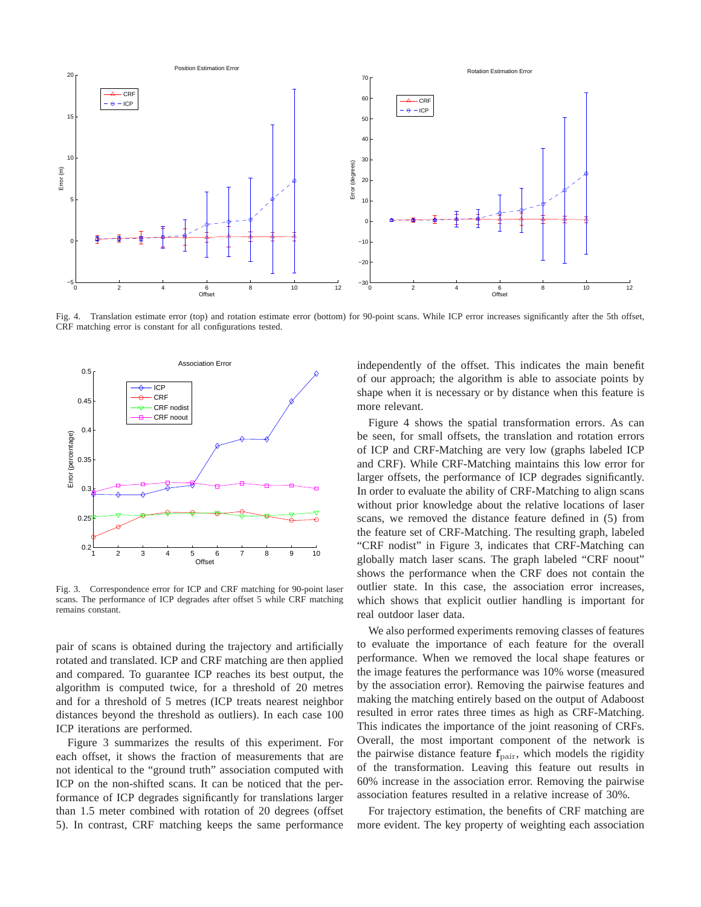Fig. 4. Translation estimate error (top) and rotation estimate error (bottom) for 90-point scans. While ICP error increases significantly after the 5th offset, CRF matching error is constant for all configurations tested.

Fig. 3. Correspondence error for ICP and CRF matching for 90-point laser scans. The performance of ICP degrades after offset 5 while CRF matching remains constant.

pair of scans is obtained during the trajectory and artificially rotated and translated. ICP and CRF matching are then applied and compared. To guarantee ICP reaches its best output, the algorithm is computed twice, for a threshold of 20 metres and for a threshold of 5 metres (ICP treats nearest neighbor distances beyond the threshold as outliers). In each case 100 ICP iterations are performed.

Figure 3 summarizes the results of this experiment. For each offset, it shows the fraction of measurements that are not identical to the "ground truth" association computed with ICP on the non-shifted scans. It can be noticed that the performance of ICP degrades significantly for translations larger than 1.5 meter combined with rotation of 20 degrees (offset 5). In contrast, CRF matching keeps the same performance independently of the offset. This indicates the main benefit of our approach; the algorithm is able to associate points by shape when it is necessary or by distance when this feature is more relevant.

Figure 4 shows the spatial transformation errors. As can be seen, for small offsets, the translation and rotation errors of ICP and CRF-Matching are very low (graphs labeled ICP and CRF). While CRF-Matching maintains this low error for larger offsets, the performance of ICP degrades significantly. In order to evaluate the ability of CRF-Matching to align scans without prior knowledge about the relative locations of laser scans, we removed the distance feature defined in (5) from the feature set of CRF-Matching. The resulting graph, labeled "CRF nodist" in Figure 3, indicates that CRF-Matching can globally match laser scans. The graph labeled "CRF noout" shows the performance when the CRF does not contain the outlier state. In this case, the association error increases, which shows that explicit outlier handling is important for real outdoor laser data.

We also performed experiments removing classes of features to evaluate the importance of each feature for the overall performance. When we removed the local shape features or the image features the performance was 10% worse (measured by the association error). Removing the pairwise features and making the matching entirely based on the output of Adaboost resulted in error rates three times as high as CRF-Matching. This indicates the importance of the joint reasoning of CRFs. Overall, the most important component of the network is the pairwise distance feature $\mathbf{f}_{\mathrm{pair}}$, which models the rigidity of the transformation. Leaving this feature out results in 60% increase in the association error. Removing the pairwise association features resulted in a relative increase of 30%.

For trajectory estimation, the benefits of CRF matching are more evident. The key property of weighting each association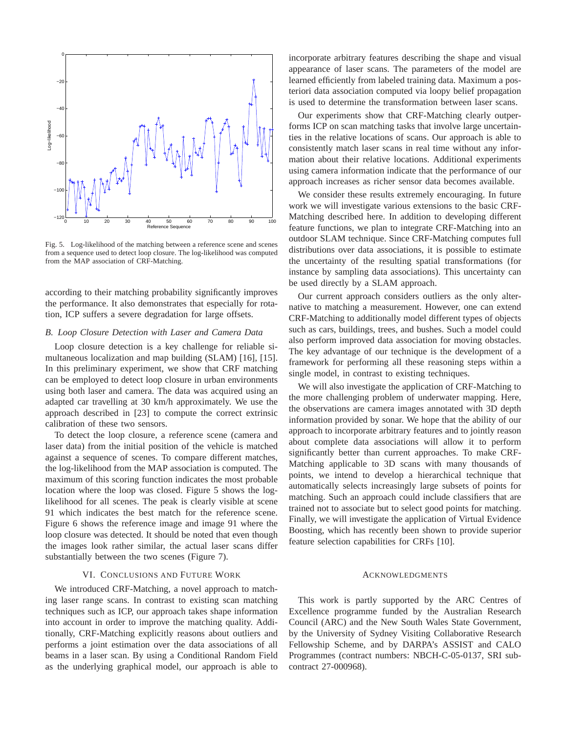Fig. 5. Log-likelihood of the matching between a reference scene and scenes from a sequence used to detect loop closure. The log-likelihood was computed from the MAP association of CRF-Matching.

according to their matching probability significantly improves the performance. It also demonstrates that especially for rotation, ICP suffers a severe degradation for large offsets.

### *B. Loop Closure Detection with Laser and Camera Data*

Loop closure detection is a key challenge for reliable simultaneous localization and map building (SLAM) [16], [15]. In this preliminary experiment, we show that CRF matching can be employed to detect loop closure in urban environments using both laser and camera. The data was acquired using an adapted car travelling at 30 km/h approximately. We use the approach described in [23] to compute the correct extrinsic calibration of these two sensors.

To detect the loop closure, a reference scene (camera and laser data) from the initial position of the vehicle is matched against a sequence of scenes. To compare different matches, the log-likelihood from the MAP association is computed. The maximum of this scoring function indicates the most probable location where the loop was closed. Figure 5 shows the log-likelihood for all scenes. The peak is clearly visible at scene 91 which indicates the best match for the reference scene. Figure 6 shows the reference image and image 91 where the loop closure was detected. It should be noted that even though the images look rather similar, the actual laser scans differ substantially between the two scenes (Figure 7).

## VI. Conclusions and Future Work

We introduced CRF-Matching, a novel approach to matching laser range scans. In contrast to existing scan matching techniques such as ICP, our approach takes shape information into account in order to improve the matching quality. Additionally, CRF-Matching explicitly reasons about outliers and performs a joint estimation over the data associations of all beams in a laser scan. By using a Conditional Random Field as the underlying graphical model, our approach is able to incorporate arbitrary features describing the shape and visual appearance of laser scans. The parameters of the model are learned efficiently from labeled training data. Maximum a posteriori data association computed via loopy belief propagation is used to determine the transformation between laser scans.

Our experiments show that CRF-Matching clearly outperforms ICP on scan matching tasks that involve large uncertainties in the relative locations of scans. Our approach is able to consistently match laser scans in real time without any information about their relative locations. Additional experiments using camera information indicate that the performance of our approach increases as richer sensor data becomes available.

We consider these results extremely encouraging. In future work we will investigate various extensions to the basic CRF-Matching described here. In addition to developing different feature functions, we plan to integrate CRF-Matching into an outdoor SLAM technique. Since CRF-Matching computes full distributions over data associations, it is possible to estimate the uncertainty of the resulting spatial transformations (for instance by sampling data associations). This uncertainty can be used directly by a SLAM approach.

Our current approach considers outliers as the only alternative to matching a measurement. However, one can extend CRF-Matching to additionally model different types of objects such as cars, buildings, trees, and bushes. Such a model could also perform improved data association for moving obstacles. The key advantage of our technique is the development of a framework for performing all these reasoning steps within a single model, in contrast to existing techniques.

We will also investigate the application of CRF-Matching to the more challenging problem of underwater mapping. Here, the observations are camera images annotated with 3D depth information provided by sonar. We hope that the ability of our approach to incorporate arbitrary features and to jointly reason about complete data associations will allow it to perform significantly better than current approaches. To make CRF-Matching applicable to 3D scans with many thousands of points, we intend to develop a hierarchical technique that automatically selects increasingly large subsets of points for matching. Such an approach could include classifiers that are trained not to associate but to select good points for matching. Finally, we will investigate the application of Virtual Evidence Boosting, which has recently been shown to provide superior feature selection capabilities for CRFs [10].

## Acknowledgments

This work is partly supported by the ARC Centres of Excellence programme funded by the Australian Research Council (ARC) and the New South Wales State Government, by the University of Sydney Visiting Collaborative Research Fellowship Scheme, and by DARPA's ASSIST and CALO Programmes (contract numbers: NBCH-C-05-0137, SRI subcontract 27-000968).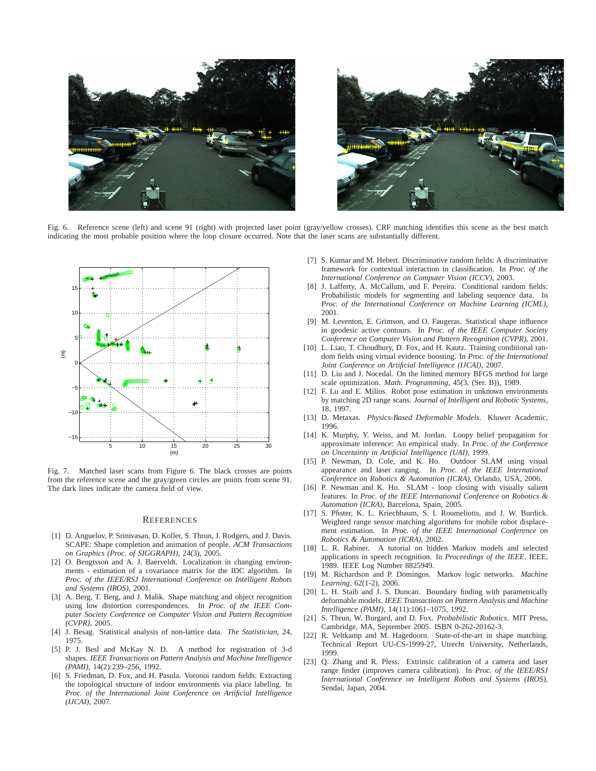Fig. 6. Reference scene (left) and scene 91 (right) with projected laser point (gray/yellow crosses). CRF matching identifies this scene as the best match indicating the most probable position where the loop closure occurred. Note that the laser scans are substantially different.

15
10
5
0
−5
−10
−15
(m)
5 10 15 20 25 30
(m)

Fig. 7. Matched laser scans from Figure 6. The black crosses are points from the reference scene and the gray/green circles are points from scene 91. The dark lines indicate the camera field of view.

## References

[1] D. Anguelov, P. Srinivasan, D. Koller, S. Thrun, J. Rodgers, and J. Davis. SCAPE: Shape completion and animation of people. *ACM Transactions on Graphics (Proc. of SIGGRAPH)*, 24(3), 2005.

[2] O. Bengtsson and A. J. Baerveldt. Localization in changing environments - estimation of a covariance matrix for the IDC algorithm. In *Proc. of the IEEE/RSJ International Conference on Intelligent Robots and Systems (IROS)*, 2001.

[3] A. Berg, T. Berg, and J. Malik. Shape matching and object recognition using low distortion correspondences. In *Proc. of the IEEE Computer Society Conference on Computer Vision and Pattern Recognition (CVPR)*, 2005.

[4] J. Besag. Statistical analysis of non-lattice data. *The Statistician*, 24, 1975.

[5] P. J. Besl and McKay N. D. A method for registration of 3-d shapes. *IEEE Transactions on Pattern Analysis and Machine Intelligence (PAMI)*, 14(2):239–256, 1992.

[6] S. Friedman, D. Fox, and H. Pasula. Voronoi random fields: Extracting the topological structure of indoor environments via place labeling. In *Proc. of the International Joint Conference on Artificial Intelligence (IJCAI)*, 2007.

[7] S. Kumar and M. Hebert. Discriminative random fields: A discriminative framework for contextual interaction in classification. In *Proc. of the International Conference on Computer Vision (ICCV)*, 2003.

[8] J. Lafferty, A. McCallum, and F. Pereira. Conditional random fields: Probabilistic models for segmenting and labeling sequence data. In *Proc. of the International Conference on Machine Learning (ICML)*, 2001.

[9] M. Leventon, E. Grimson, and O. Faugeras. Statistical shape influence in geodesic active contours. In *Proc. of the IEEE Computer Society Conference on Computer Vision and Pattern Recognition (CVPR)*, 2001.

[10] L. Liao, T. Choudhury, D. Fox, and H. Kautz. Training conditional random fields using virtual evidence boosting. In *Proc. of the International Joint Conference on Artificial Intelligence (IJCAI)*, 2007.

[11] D. Liu and J. Nocedal. On the limited memory BFGS method for large scale optimization. *Math. Programming*, 45(3, (Ser. B)), 1989.

[12] F. Lu and E. Milios. Robot pose estimation in unknown environments by matching 2D range scans. *Journal of Intelligent and Robotic Systems*, 18, 1997.

[13] D. Metaxas. *Physics-Based Deformable Models*. Kluwer Academic, 1996.

[14] K. Murphy, Y. Weiss, and M. Jordan. Loopy belief propagation for approximate inference: An empirical study. In *Proc. of the Conference on Uncertainty in Artificial Intelligence (UAI)*, 1999.

[15] P. Newman, D. Cole, and K. Ho. Outdoor SLAM using visual appearance and laser ranging. In *Proc. of the IEEE International Conference on Robotics & Automation (ICRA)*, Orlando, USA, 2006.

[16] P. Newman and K. Ho. SLAM - loop closing with visually salient features. In *Proc. of the IEEE International Conference on Robotics & Automation (ICRA)*, Barcelona, Spain, 2005.

[17] S. Pfister, K. L. Kriechbaum, S. I. Roumeliotis, and J. W. Burdick. Weighted range sensor matching algorithms for mobile robot displacement estimation. In *Proc. of the IEEE International Conference on Robotics & Automation (ICRA)*, 2002.

[18] L. R. Rabiner. A tutorial on hidden Markov models and selected applications in speech recognition. In *Proceedings of the IEEE*. IEEE, 1989. IEEE Log Number 8825949.

[19] M. Richardson and P. Domingos. Markov logic networks. *Machine Learning*, 62(1-2), 2006.

[20] L. H. Staib and J. S. Duncan. Boundary finding with parametrically deformable models. *IEEE Transactions on Pattern Analysis and Machine Intelligence (PAMI)*, 14(11):1061–1075, 1992.

[21] S. Thrun, W. Burgard, and D. Fox. *Probabilistic Robotics*. MIT Press, Cambridge, MA, September 2005. ISBN 0-262-20162-3.

[22] R. Veltkamp and M. Hagedoorn. State-of-the-art in shape matching. Technical Report UU-CS-1999-27, Utrecht University, Netherlands, 1999.

[23] Q. Zhang and R. Pless. Extrinsic calibration of a camera and laser range finder (improves camera calibration). In *Proc. of the IEEE/RSJ International Conference on Intelligent Robots and Systems (IROS)*, Sendai, Japan, 2004.